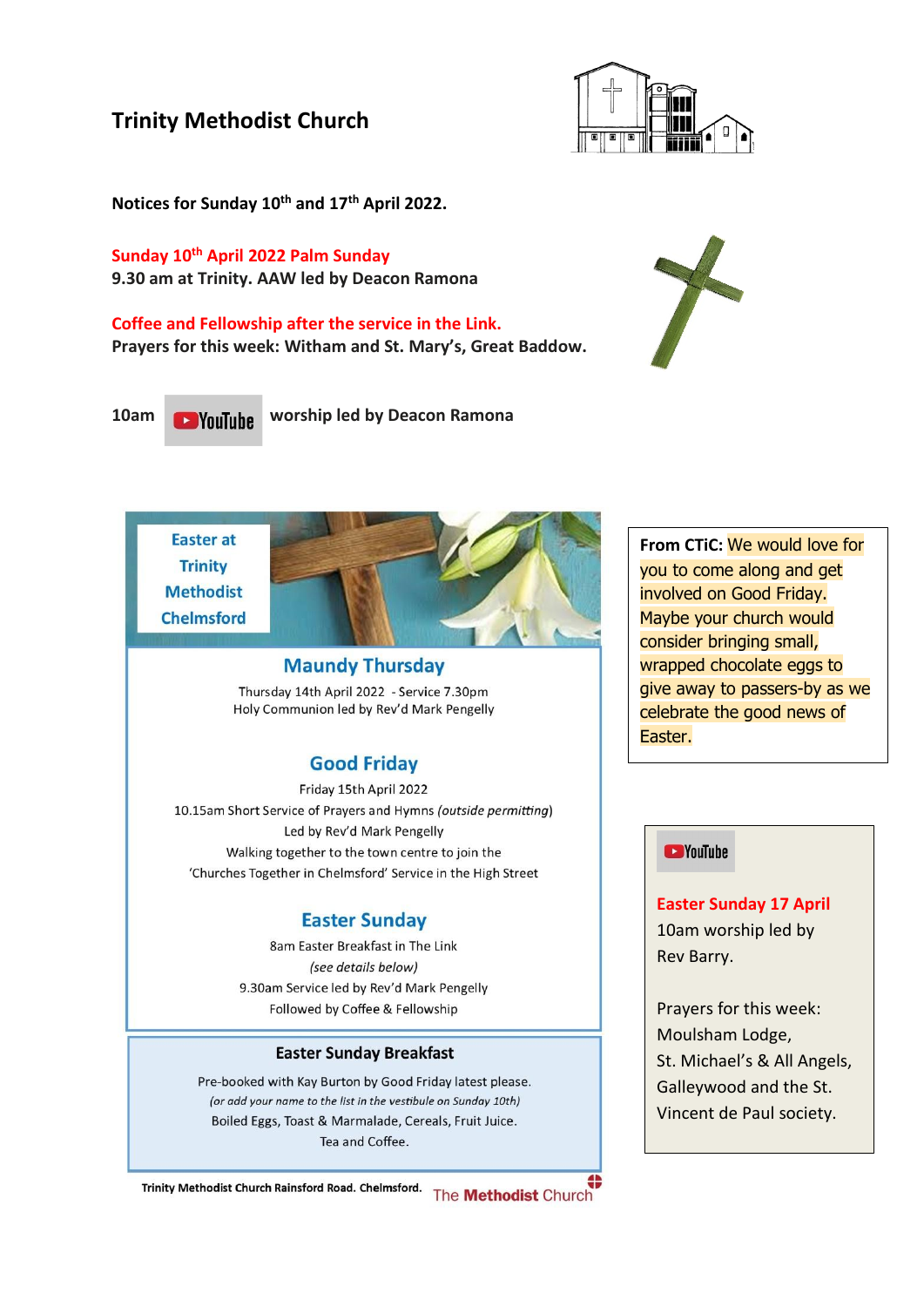# Trinity Methodist Church

**Notices for Sunday 10th and 17th April 2022.**

**Sunday 10th April 2022 Palm Sunday**
**9.30 am at Trinity. AAW led by Deacon Ramona**

**Coffee and Fellowship after the service in the Link.**
**Prayers for this week: Witham and St. Mary's, Great Baddow.**

**10am YouTube worship led by Deacon Ramona**

## Easter at Trinity Methodist Chelmsford

### Maundy Thursday

Thursday 14th April 2022 - Service 7.30pm
Holy Communion led by Rev'd Mark Pengelly

### Good Friday

Friday 15th April 2022
10.15am Short Service of Prayers and Hymns *(outside permitting)*
Led by Rev'd Mark Pengelly
Walking together to the town centre to join the
'Churches Together in Chelmsford' Service in the High Street

### Easter Sunday

8am Easter Breakfast in The Link
*(see details below)*
9.30am Service led by Rev'd Mark Pengelly
Followed by Coffee & Fellowship

### Easter Sunday Breakfast

Pre-booked with Kay Burton by Good Friday latest please.
*(or add your name to the list in the vestibule on Sunday 10th)*
Boiled Eggs, Toast & Marmalade, Cereals, Fruit Juice.
Tea and Coffee.

Trinity Methodist Church Rainsford Road. Chelmsford. The Methodist Church

**From CTiC:** We would love for you to come along and get involved on Good Friday. Maybe your church would consider bringing small, wrapped chocolate eggs to give away to passers-by as we celebrate the good news of Easter.

YouTube

**Easter Sunday 17 April**
10am worship led by Rev Barry.

Prayers for this week: Moulsham Lodge, St. Michael's & All Angels, Galleywood and the St. Vincent de Paul society.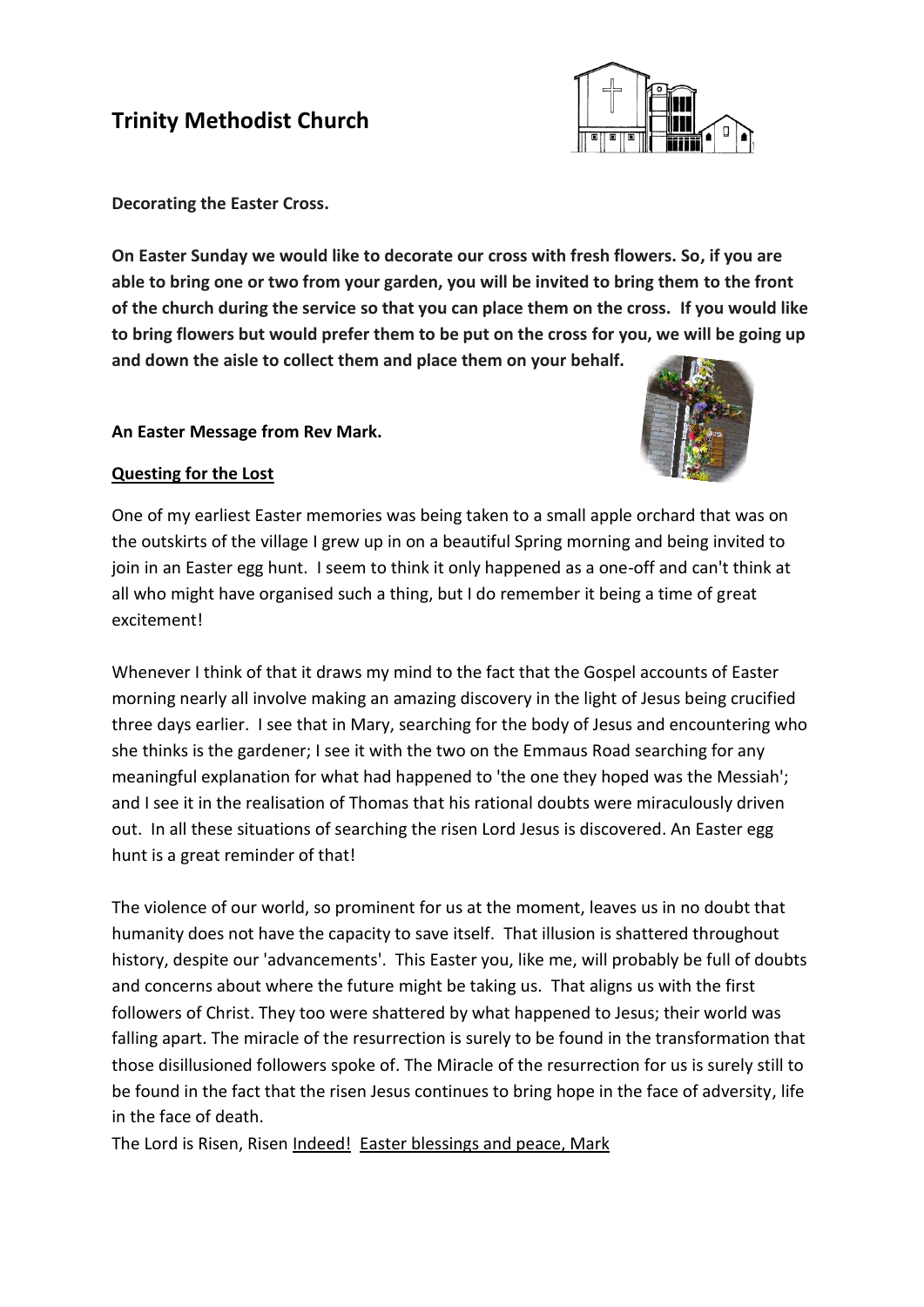# Trinity Methodist Church

**Decorating the Easter Cross.**

**On Easter Sunday we would like to decorate our cross with fresh flowers. So, if you are able to bring one or two from your garden, you will be invited to bring them to the front of the church during the service so that you can place them on the cross. If you would like to bring flowers but would prefer them to be put on the cross for you, we will be going up and down the aisle to collect them and place them on your behalf.**

**An Easter Message from Rev Mark.**

**Questing for the Lost**

One of my earliest Easter memories was being taken to a small apple orchard that was on the outskirts of the village I grew up in on a beautiful Spring morning and being invited to join in an Easter egg hunt. I seem to think it only happened as a one-off and can't think at all who might have organised such a thing, but I do remember it being a time of great excitement!

Whenever I think of that it draws my mind to the fact that the Gospel accounts of Easter morning nearly all involve making an amazing discovery in the light of Jesus being crucified three days earlier. I see that in Mary, searching for the body of Jesus and encountering who she thinks is the gardener; I see it with the two on the Emmaus Road searching for any meaningful explanation for what had happened to 'the one they hoped was the Messiah'; and I see it in the realisation of Thomas that his rational doubts were miraculously driven out. In all these situations of searching the risen Lord Jesus is discovered. An Easter egg hunt is a great reminder of that!

The violence of our world, so prominent for us at the moment, leaves us in no doubt that humanity does not have the capacity to save itself. That illusion is shattered throughout history, despite our 'advancements'. This Easter you, like me, will probably be full of doubts and concerns about where the future might be taking us. That aligns us with the first followers of Christ. They too were shattered by what happened to Jesus; their world was falling apart. The miracle of the resurrection is surely to be found in the transformation that those disillusioned followers spoke of. The Miracle of the resurrection for us is surely still to be found in the fact that the risen Jesus continues to bring hope in the face of adversity, life in the face of death.

The Lord is Risen, Risen Indeed! Easter blessings and peace, Mark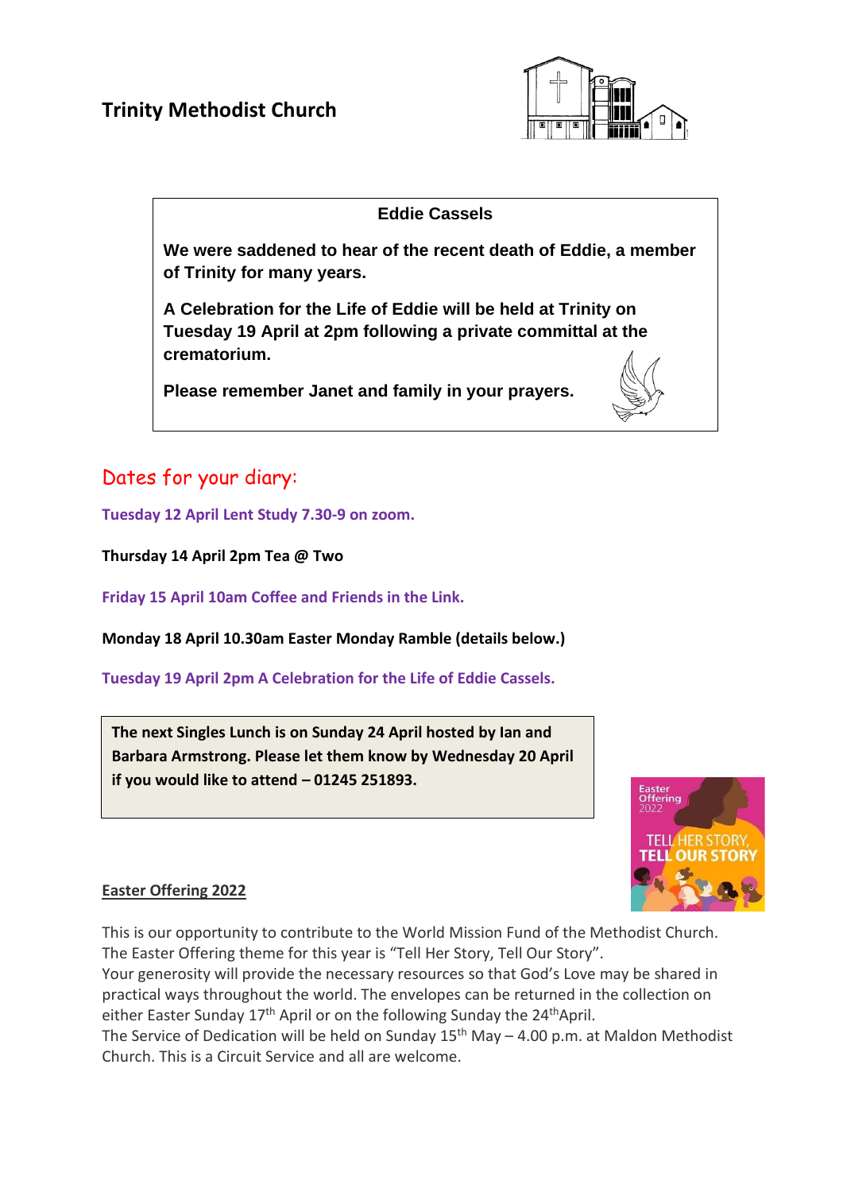# Trinity Methodist Church

**Eddie Cassels**

**We were saddened to hear of the recent death of Eddie, a member of Trinity for many years.**

**A Celebration for the Life of Eddie will be held at Trinity on Tuesday 19 April at 2pm following a private committal at the crematorium.**

**Please remember Janet and family in your prayers.**

## Dates for your diary:

**Tuesday 12 April Lent Study 7.30-9 on zoom.**

**Thursday 14 April 2pm Tea @ Two**

**Friday 15 April 10am Coffee and Friends in the Link.**

**Monday 18 April 10.30am Easter Monday Ramble (details below.)**

**Tuesday 19 April 2pm A Celebration for the Life of Eddie Cassels.**

**The next Singles Lunch is on Sunday 24 April hosted by Ian and Barbara Armstrong. Please let them know by Wednesday 20 April if you would like to attend – 01245 251893.**

**Easter Offering 2022**

This is our opportunity to contribute to the World Mission Fund of the Methodist Church. The Easter Offering theme for this year is "Tell Her Story, Tell Our Story".
Your generosity will provide the necessary resources so that God's Love may be shared in practical ways throughout the world. The envelopes can be returned in the collection on either Easter Sunday 17th April or on the following Sunday the 24th April.
The Service of Dedication will be held on Sunday 15th May – 4.00 p.m. at Maldon Methodist Church. This is a Circuit Service and all are welcome.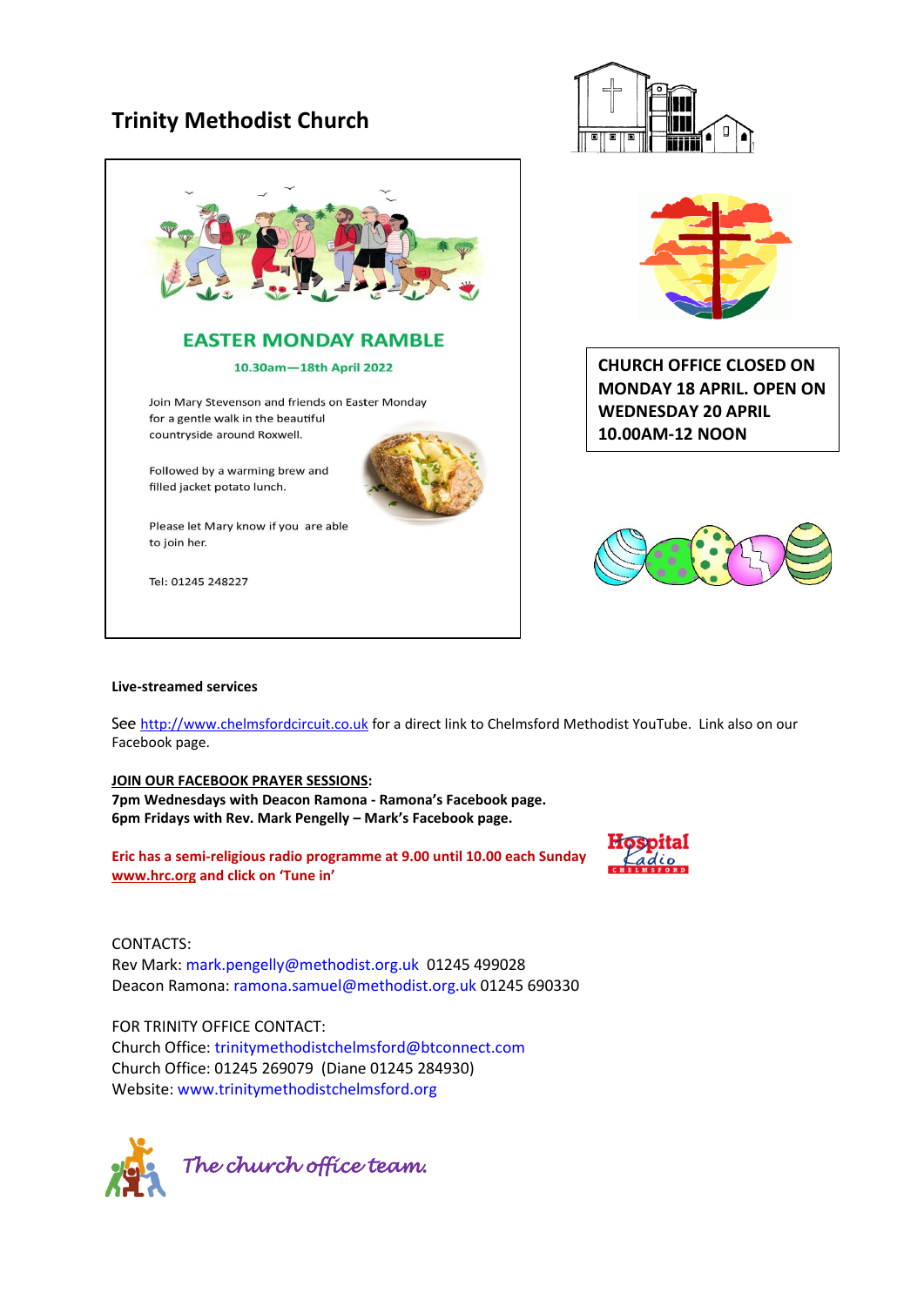# Trinity Methodist Church

## EASTER MONDAY RAMBLE

**10.30am—18th April 2022**

Join Mary Stevenson and friends on Easter Monday for a gentle walk in the beautiful countryside around Roxwell.

Followed by a warming brew and filled jacket potato lunch.

Please let Mary know if you are able to join her.

Tel: 01245 248227

**CHURCH OFFICE CLOSED ON MONDAY 18 APRIL. OPEN ON WEDNESDAY 20 APRIL 10.00AM-12 NOON**

**Live-streamed services**

See http://www.chelmsfordcircuit.co.uk for a direct link to Chelmsford Methodist YouTube. Link also on our Facebook page.

**JOIN OUR FACEBOOK PRAYER SESSIONS:**
**7pm Wednesdays with Deacon Ramona - Ramona's Facebook page.**
**6pm Fridays with Rev. Mark Pengelly – Mark's Facebook page.**

**Eric has a semi-religious radio programme at 9.00 until 10.00 each Sunday www.hrc.org and click on 'Tune in'**

Hospital Radio CHELMSFORD

CONTACTS:
Rev Mark: mark.pengelly@methodist.org.uk 01245 499028
Deacon Ramona: ramona.samuel@methodist.org.uk 01245 690330

FOR TRINITY OFFICE CONTACT:
Church Office: trinitymethodistchelmsford@btconnect.com
Church Office: 01245 269079 (Diane 01245 284930)
Website: www.trinitymethodistchelmsford.org

*The church office team.*